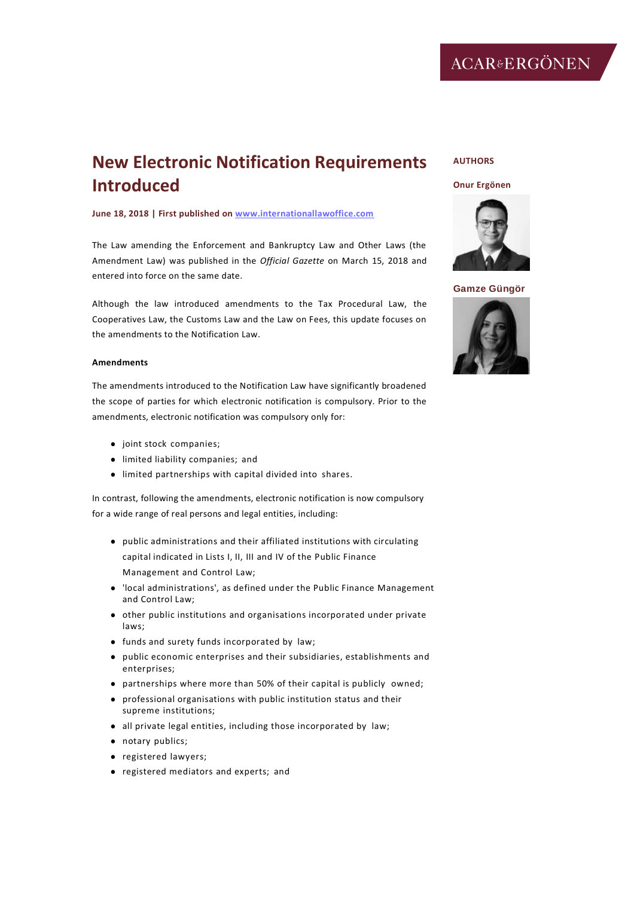ACAR&ERGÖNEN

# New Electronic Notification Requirements Introduced

**June 18, 2018 | First published on [www.internationallawoffice.com](www.internationallawoffice.com)**

**AUTHORS**

**Onur Ergönen**

**Gamze Güngör**

The Law amending the Enforcement and Bankruptcy Law and Other Laws (the Amendment Law) was published in the *Official Gazette* on March 15, 2018 and entered into force on the same date.

Although the law introduced amendments to the Tax Procedural Law, the Cooperatives Law, the Customs Law and the Law on Fees, this update focuses on the amendments to the Notification Law.

**Amendments**

The amendments introduced to the Notification Law have significantly broadened the scope of parties for which electronic notification is compulsory. Prior to the amendments, electronic notification was compulsory only for:

- joint stock companies;
- limited liability companies; and
- limited partnerships with capital divided into shares.

In contrast, following the amendments, electronic notification is now compulsory for a wide range of real persons and legal entities, including:

- public administrations and their affiliated institutions with circulating capital indicated in Lists I, II, III and IV of the Public Finance Management and Control Law;
- 'local administrations', as defined under the Public Finance Management and Control Law;
- other public institutions and organisations incorporated under private laws;
- funds and surety funds incorporated by law;
- public economic enterprises and their subsidiaries, establishments and enterprises;
- partnerships where more than 50% of their capital is publicly owned;
- professional organisations with public institution status and their supreme institutions;
- all private legal entities, including those incorporated by law;
- notary publics;
- registered lawyers;
- registered mediators and experts; and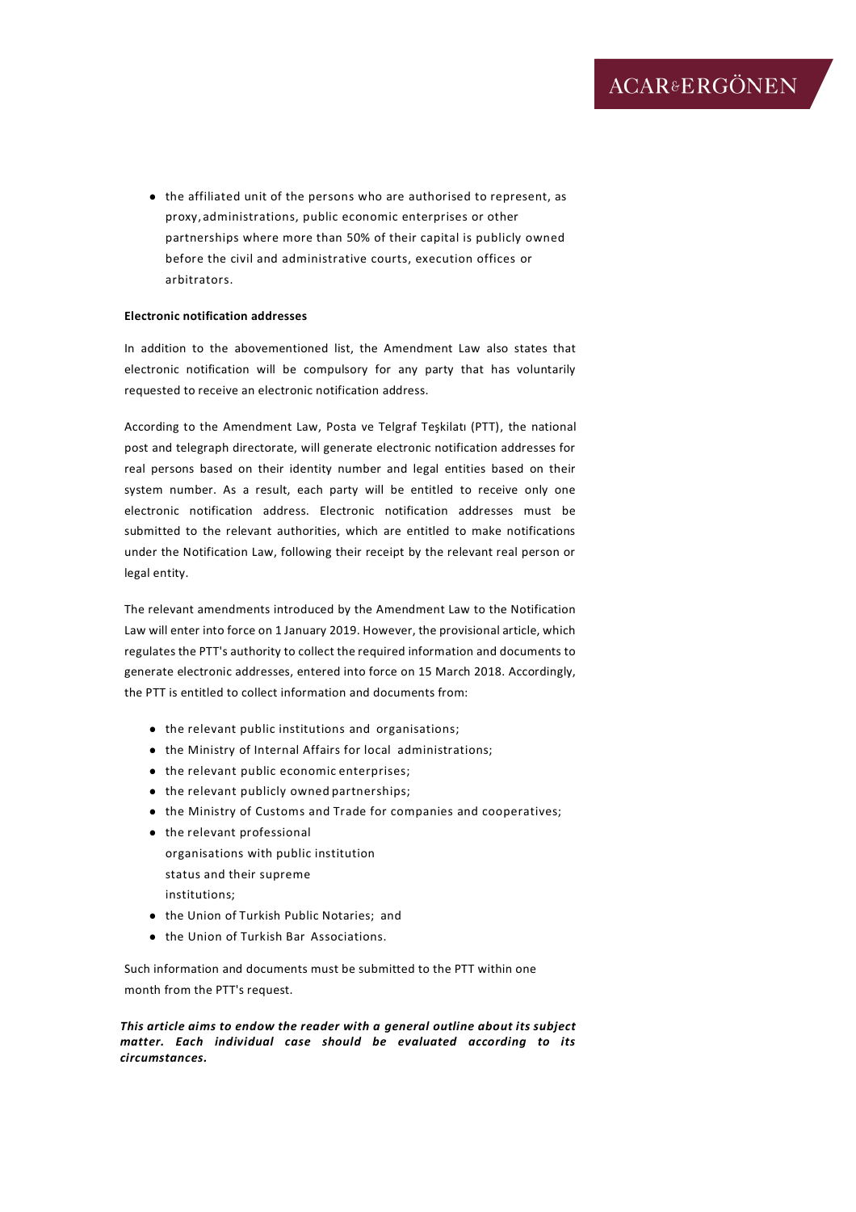- the affiliated unit of the persons who are authorised to represent, as proxy, administrations, public economic enterprises or other partnerships where more than 50% of their capital is publicly owned before the civil and administrative courts, execution offices or arbitrators.

**Electronic notification addresses**

In addition to the abovementioned list, the Amendment Law also states that electronic notification will be compulsory for any party that has voluntarily requested to receive an electronic notification address.

According to the Amendment Law, Posta ve Telgraf Teşkilatı (PTT), the national post and telegraph directorate, will generate electronic notification addresses for real persons based on their identity number and legal entities based on their system number. As a result, each party will be entitled to receive only one electronic notification address. Electronic notification addresses must be submitted to the relevant authorities, which are entitled to make notifications under the Notification Law, following their receipt by the relevant real person or legal entity.

The relevant amendments introduced by the Amendment Law to the Notification Law will enter into force on 1 January 2019. However, the provisional article, which regulates the PTT's authority to collect the required information and documents to generate electronic addresses, entered into force on 15 March 2018. Accordingly, the PTT is entitled to collect information and documents from:

- the relevant public institutions and organisations;
- the Ministry of Internal Affairs for local administrations;
- the relevant public economic enterprises;
- the relevant publicly owned partnerships;
- the Ministry of Customs and Trade for companies and cooperatives;
- the relevant professional organisations with public institution status and their supreme institutions;
- the Union of Turkish Public Notaries; and
- the Union of Turkish Bar Associations.

Such information and documents must be submitted to the PTT within one month from the PTT's request.

***This article aims to endow the reader with a general outline about its subject matter. Each individual case should be evaluated according to its circumstances.***